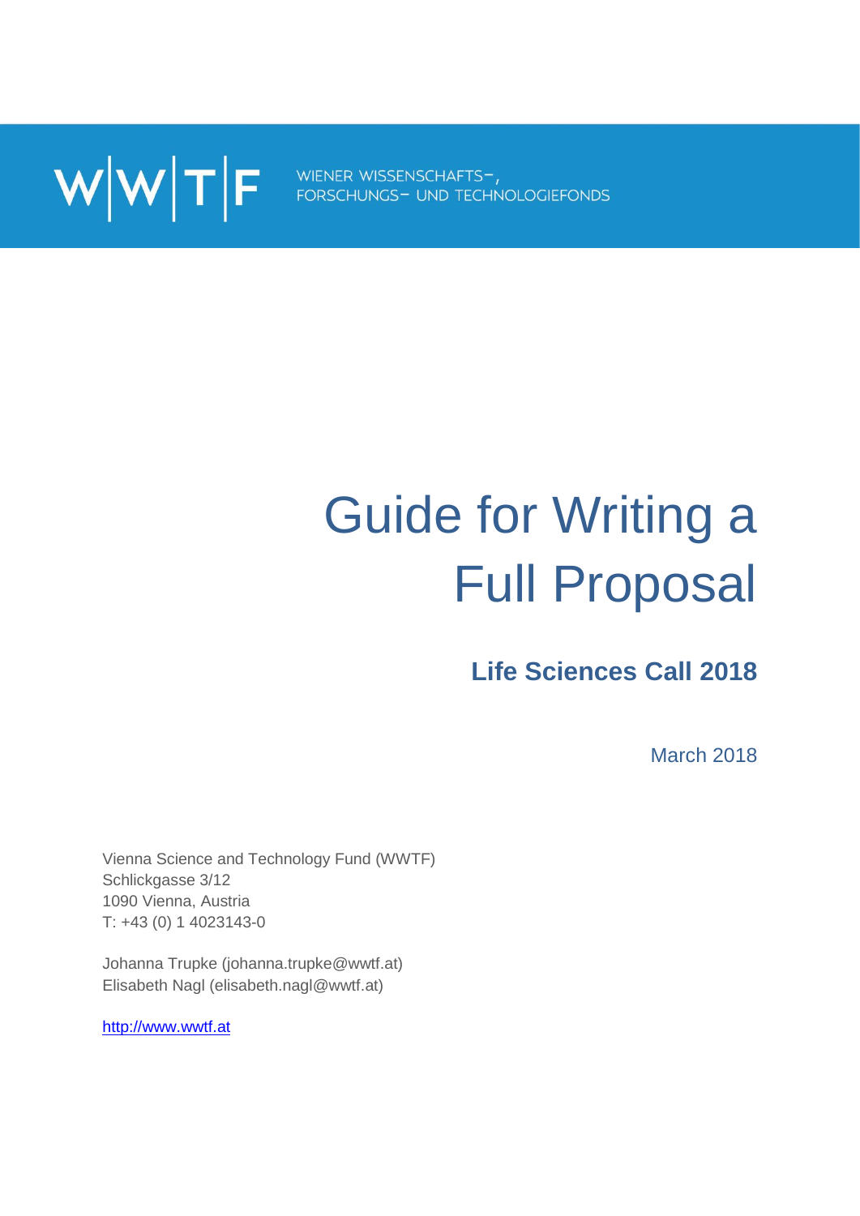W|W|T|F WIENER WISSENSCHAFTS-, FORSCHUNGS- UND TECHNOLOGIEFONDS

# Guide for Writing a Full Proposal

## Life Sciences Call 2018

March 2018

Vienna Science and Technology Fund (WWTF)
Schlickgasse 3/12
1090 Vienna, Austria
T: +43 (0) 1 4023143-0

Johanna Trupke (johanna.trupke@wwtf.at)
Elisabeth Nagl (elisabeth.nagl@wwtf.at)

[http://www.wwtf.at](http://www.wwtf.at)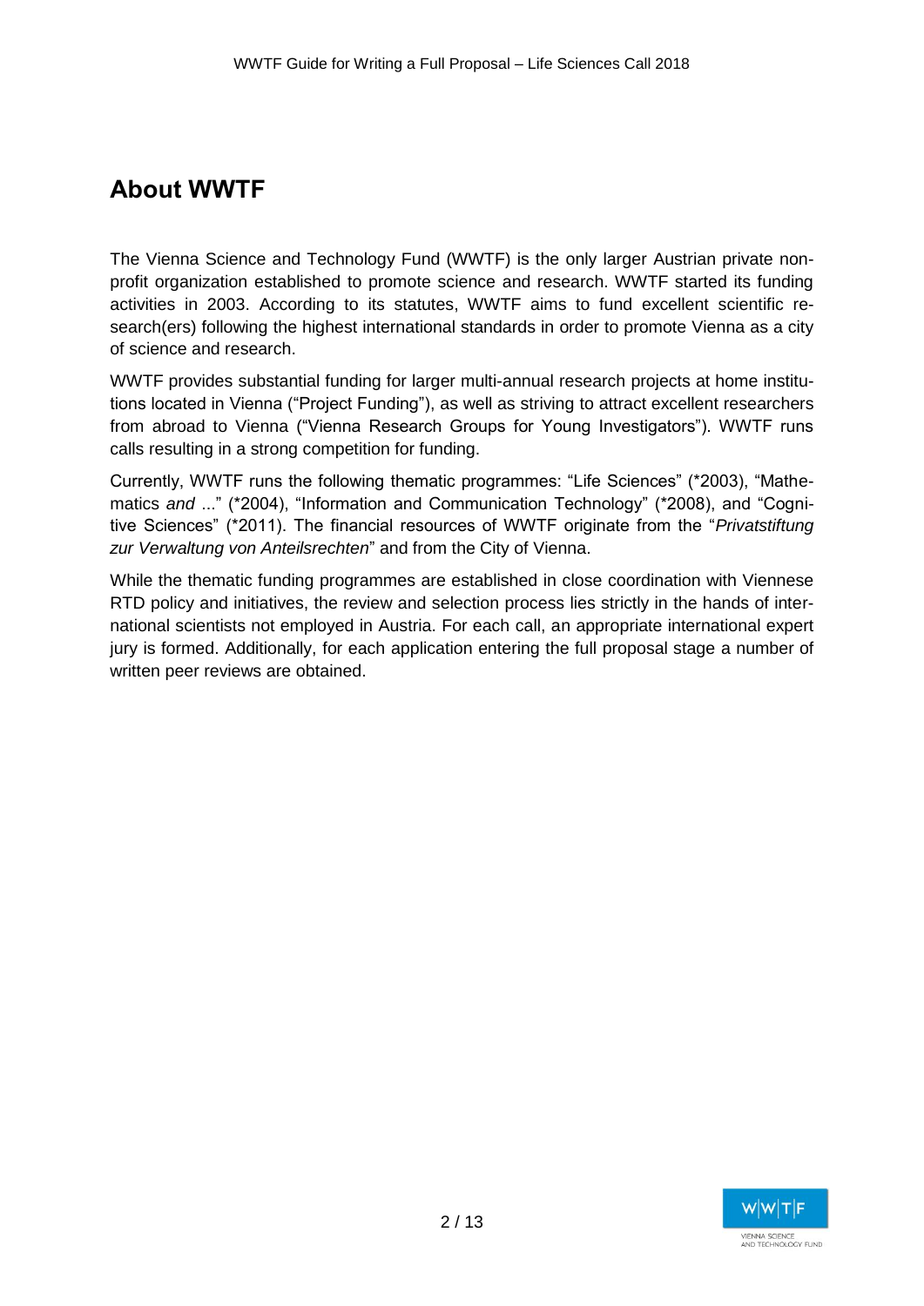# About WWTF

The Vienna Science and Technology Fund (WWTF) is the only larger Austrian private non-profit organization established to promote science and research. WWTF started its funding activities in 2003. According to its statutes, WWTF aims to fund excellent scientific research(ers) following the highest international standards in order to promote Vienna as a city of science and research.

WWTF provides substantial funding for larger multi-annual research projects at home institutions located in Vienna ("Project Funding"), as well as striving to attract excellent researchers from abroad to Vienna ("Vienna Research Groups for Young Investigators"). WWTF runs calls resulting in a strong competition for funding.

Currently, WWTF runs the following thematic programmes: "Life Sciences" (*2003), "Mathematics *and* ..." (*2004), "Information and Communication Technology" (*2008), and "Cognitive Sciences" (*2011). The financial resources of WWTF originate from the "*Privatstiftung zur Verwaltung von Anteilsrechten*" and from the City of Vienna.

While the thematic funding programmes are established in close coordination with Viennese RTD policy and initiatives, the review and selection process lies strictly in the hands of international scientists not employed in Austria. For each call, an appropriate international expert jury is formed. Additionally, for each application entering the full proposal stage a number of written peer reviews are obtained.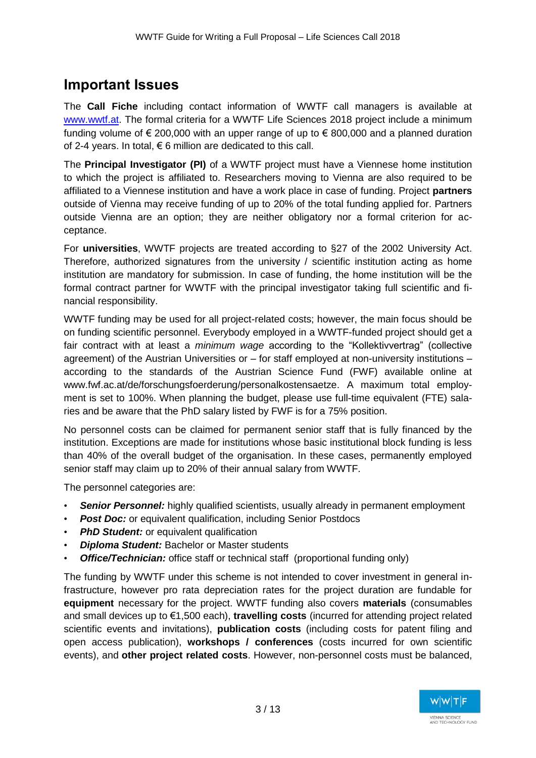## Important Issues

The **Call Fiche** including contact information of WWTF call managers is available at [www.wwtf.at](www.wwtf.at). The formal criteria for a WWTF Life Sciences 2018 project include a minimum funding volume of € 200,000 with an upper range of up to € 800,000 and a planned duration of 2-4 years. In total, € 6 million are dedicated to this call.

The **Principal Investigator (PI)** of a WWTF project must have a Viennese home institution to which the project is affiliated to. Researchers moving to Vienna are also required to be affiliated to a Viennese institution and have a work place in case of funding. Project **partners** outside of Vienna may receive funding of up to 20% of the total funding applied for. Partners outside Vienna are an option; they are neither obligatory nor a formal criterion for acceptance.

For **universities**, WWTF projects are treated according to §27 of the 2002 University Act. Therefore, authorized signatures from the university / scientific institution acting as home institution are mandatory for submission. In case of funding, the home institution will be the formal contract partner for WWTF with the principal investigator taking full scientific and financial responsibility.

WWTF funding may be used for all project-related costs; however, the main focus should be on funding scientific personnel. Everybody employed in a WWTF-funded project should get a fair contract with at least a *minimum wage* according to the "Kollektivvertrag" (collective agreement) of the Austrian Universities or – for staff employed at non-university institutions – according to the standards of the Austrian Science Fund (FWF) available online at www.fwf.ac.at/de/forschungsfoerderung/personalkostensaetze. A maximum total employment is set to 100%. When planning the budget, please use full-time equivalent (FTE) salaries and be aware that the PhD salary listed by FWF is for a 75% position.

No personnel costs can be claimed for permanent senior staff that is fully financed by the institution. Exceptions are made for institutions whose basic institutional block funding is less than 40% of the overall budget of the organisation. In these cases, permanently employed senior staff may claim up to 20% of their annual salary from WWTF.

The personnel categories are:

- ***Senior Personnel:*** highly qualified scientists, usually already in permanent employment
- ***Post Doc:*** or equivalent qualification, including Senior Postdocs
- ***PhD Student:*** or equivalent qualification
- ***Diploma Student:*** Bachelor or Master students
- ***Office/Technician:*** office staff or technical staff (proportional funding only)

The funding by WWTF under this scheme is not intended to cover investment in general infrastructure, however pro rata depreciation rates for the project duration are fundable for **equipment** necessary for the project. WWTF funding also covers **materials** (consumables and small devices up to €1,500 each), **travelling costs** (incurred for attending project related scientific events and invitations), **publication costs** (including costs for patent filing and open access publication), **workshops / conferences** (costs incurred for own scientific events), and **other project related costs**. However, non-personnel costs must be balanced,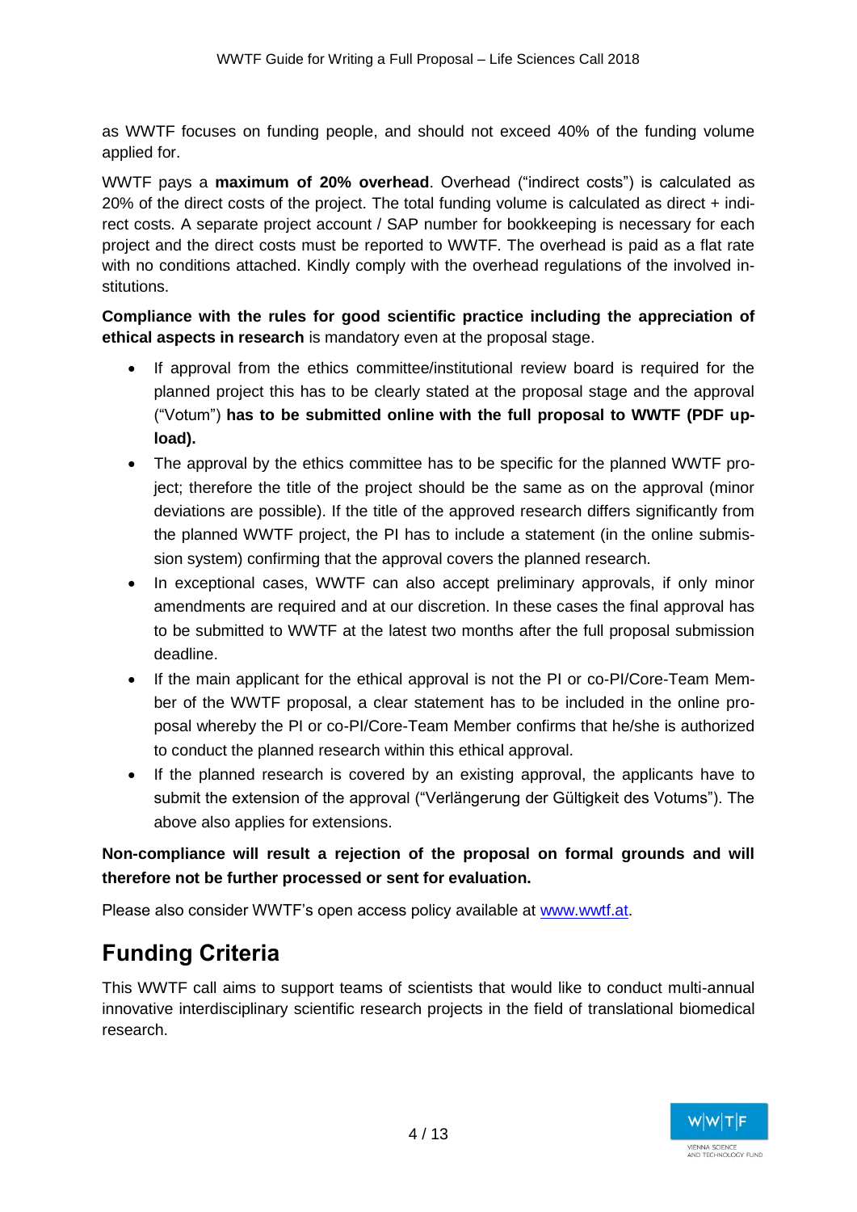as WWTF focuses on funding people, and should not exceed 40% of the funding volume applied for.

WWTF pays a **maximum of 20% overhead**. Overhead ("indirect costs") is calculated as 20% of the direct costs of the project. The total funding volume is calculated as direct + indirect costs. A separate project account / SAP number for bookkeeping is necessary for each project and the direct costs must be reported to WWTF. The overhead is paid as a flat rate with no conditions attached. Kindly comply with the overhead regulations of the involved institutions.

**Compliance with the rules for good scientific practice including the appreciation of ethical aspects in research** is mandatory even at the proposal stage.

- If approval from the ethics committee/institutional review board is required for the planned project this has to be clearly stated at the proposal stage and the approval ("Votum") **has to be submitted online with the full proposal to WWTF (PDF upload).**
- The approval by the ethics committee has to be specific for the planned WWTF project; therefore the title of the project should be the same as on the approval (minor deviations are possible). If the title of the approved research differs significantly from the planned WWTF project, the PI has to include a statement (in the online submission system) confirming that the approval covers the planned research.
- In exceptional cases, WWTF can also accept preliminary approvals, if only minor amendments are required and at our discretion. In these cases the final approval has to be submitted to WWTF at the latest two months after the full proposal submission deadline.
- If the main applicant for the ethical approval is not the PI or co-PI/Core-Team Member of the WWTF proposal, a clear statement has to be included in the online proposal whereby the PI or co-PI/Core-Team Member confirms that he/she is authorized to conduct the planned research within this ethical approval.
- If the planned research is covered by an existing approval, the applicants have to submit the extension of the approval ("Verlängerung der Gültigkeit des Votums"). The above also applies for extensions.

**Non-compliance will result a rejection of the proposal on formal grounds and will therefore not be further processed or sent for evaluation.**

Please also consider WWTF's open access policy available at [www.wwtf.at](http://www.wwtf.at).

# Funding Criteria

This WWTF call aims to support teams of scientists that would like to conduct multi-annual innovative interdisciplinary scientific research projects in the field of translational biomedical research.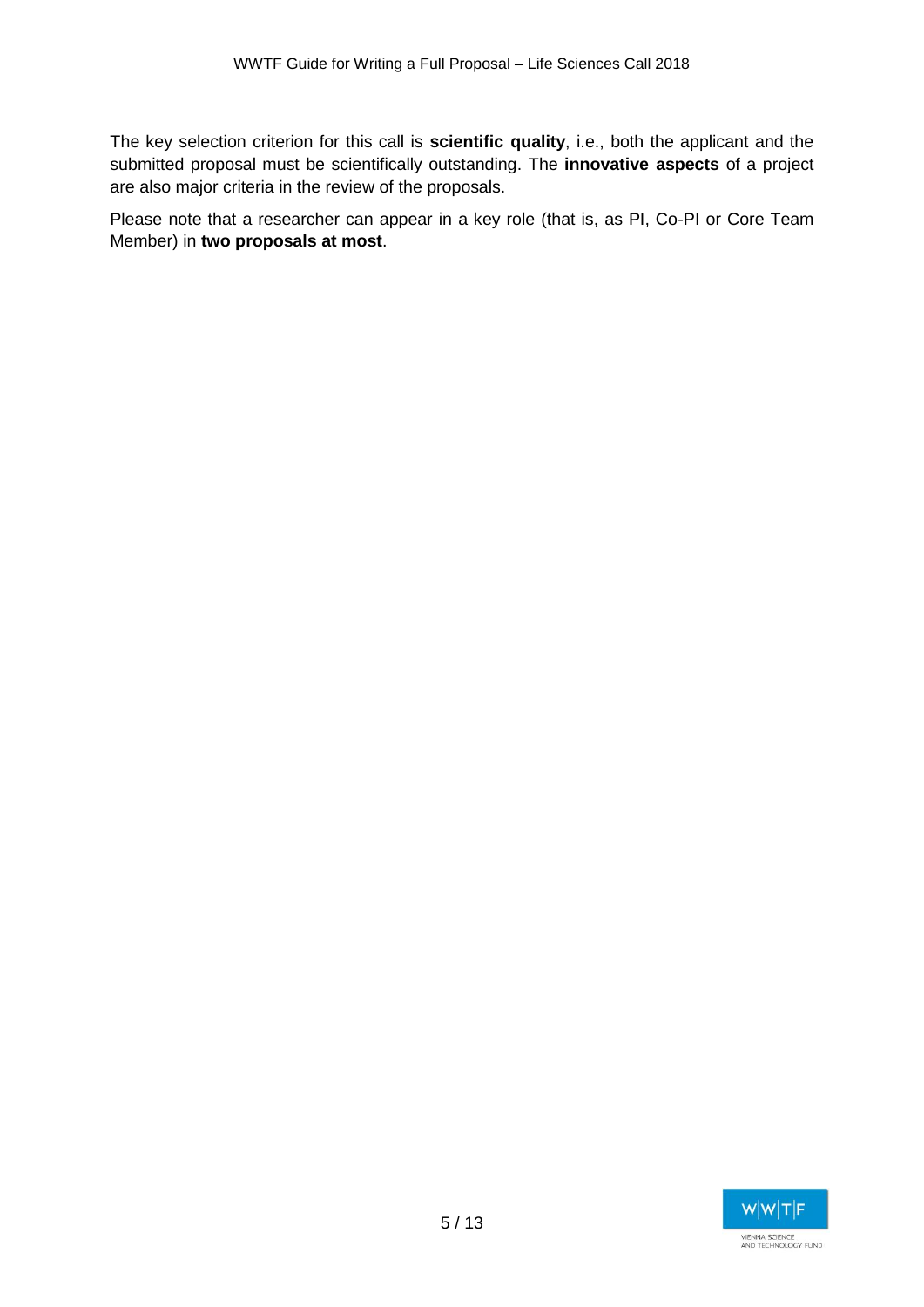The key selection criterion for this call is **scientific quality**, i.e., both the applicant and the submitted proposal must be scientifically outstanding. The **innovative aspects** of a project are also major criteria in the review of the proposals.

Please note that a researcher can appear in a key role (that is, as PI, Co-PI or Core Team Member) in **two proposals at most**.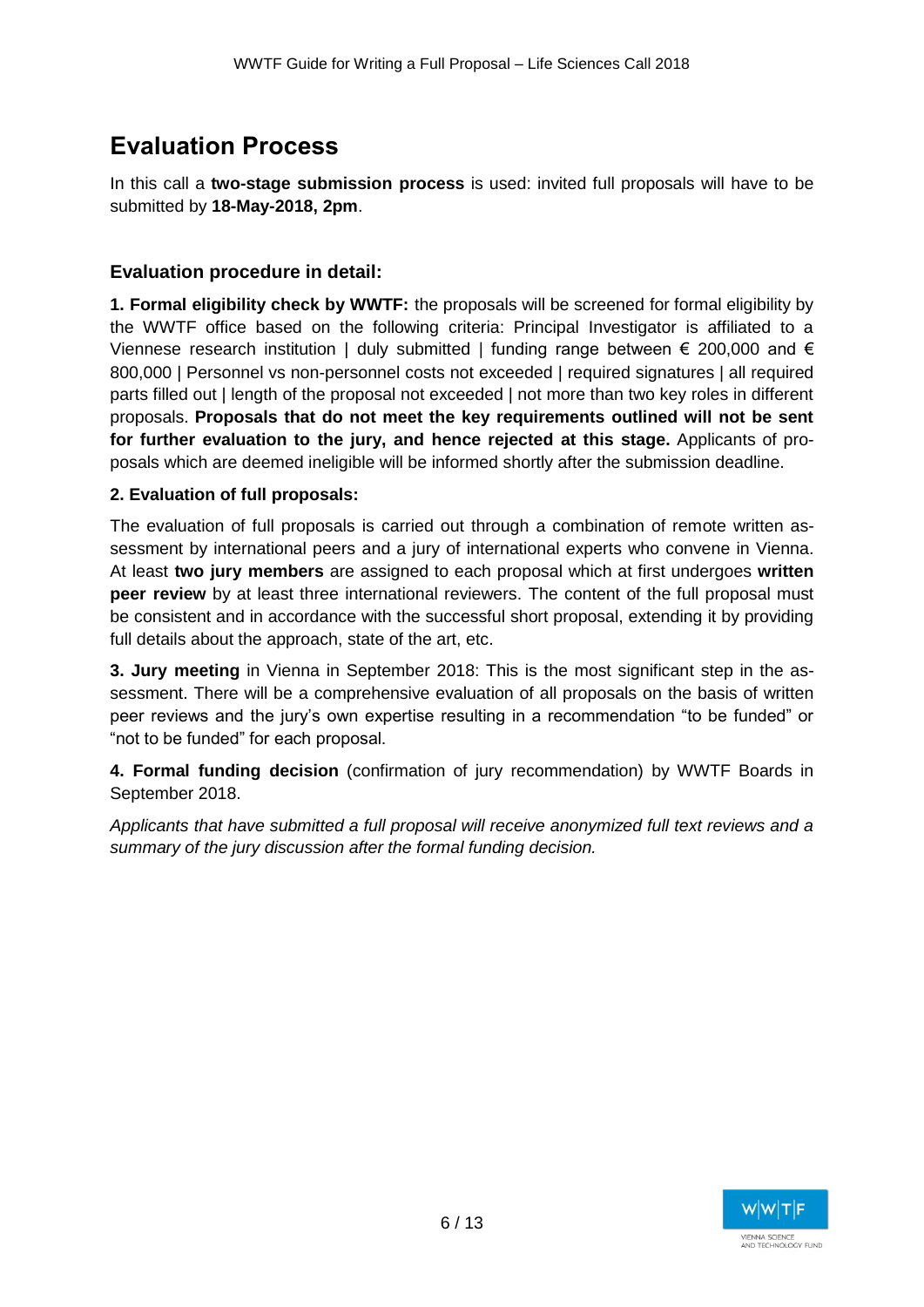# Evaluation Process

In this call a **two-stage submission process** is used: invited full proposals will have to be submitted by **18-May-2018, 2pm**.

### Evaluation procedure in detail:

**1. Formal eligibility check by WWTF:** the proposals will be screened for formal eligibility by the WWTF office based on the following criteria: Principal Investigator is affiliated to a Viennese research institution | duly submitted | funding range between € 200,000 and € 800,000 | Personnel vs non-personnel costs not exceeded | required signatures | all required parts filled out | length of the proposal not exceeded | not more than two key roles in different proposals. **Proposals that do not meet the key requirements outlined will not be sent for further evaluation to the jury, and hence rejected at this stage.** Applicants of proposals which are deemed ineligible will be informed shortly after the submission deadline.

**2. Evaluation of full proposals:**

The evaluation of full proposals is carried out through a combination of remote written assessment by international peers and a jury of international experts who convene in Vienna. At least **two jury members** are assigned to each proposal which at first undergoes **written peer review** by at least three international reviewers. The content of the full proposal must be consistent and in accordance with the successful short proposal, extending it by providing full details about the approach, state of the art, etc.

**3. Jury meeting** in Vienna in September 2018: This is the most significant step in the assessment. There will be a comprehensive evaluation of all proposals on the basis of written peer reviews and the jury's own expertise resulting in a recommendation "to be funded" or "not to be funded" for each proposal.

**4. Formal funding decision** (confirmation of jury recommendation) by WWTF Boards in September 2018.

*Applicants that have submitted a full proposal will receive anonymized full text reviews and a summary of the jury discussion after the formal funding decision.*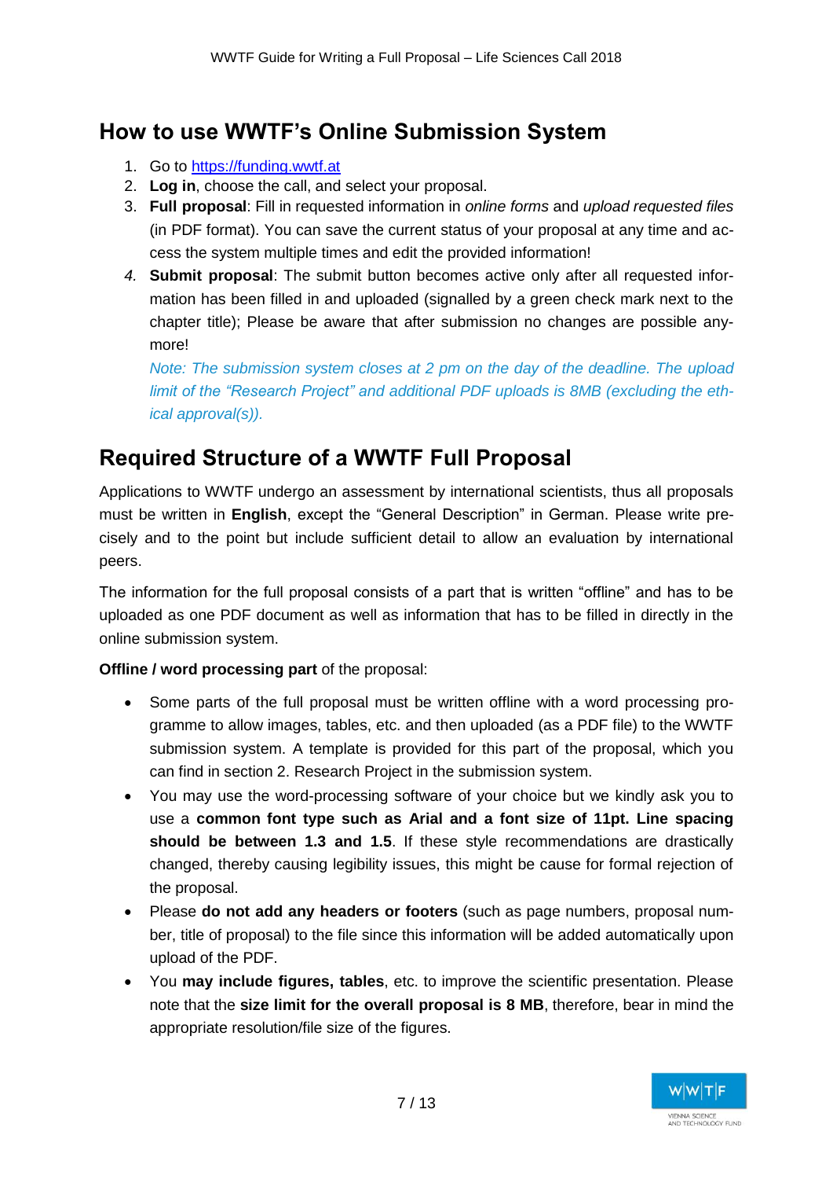## How to use WWTF's Online Submission System

1. Go to [https://funding.wwtf.at](https://funding.wwtf.at)
2. **Log in**, choose the call, and select your proposal.
3. **Full proposal**: Fill in requested information in *online forms* and *upload requested files* (in PDF format). You can save the current status of your proposal at any time and access the system multiple times and edit the provided information!
4. **Submit proposal**: The submit button becomes active only after all requested information has been filled in and uploaded (signalled by a green check mark next to the chapter title); Please be aware that after submission no changes are possible anymore!

   *Note: The submission system closes at 2 pm on the day of the deadline. The upload limit of the "Research Project" and additional PDF uploads is 8MB (excluding the ethical approval(s)).*

## Required Structure of a WWTF Full Proposal

Applications to WWTF undergo an assessment by international scientists, thus all proposals must be written in **English**, except the "General Description" in German. Please write precisely and to the point but include sufficient detail to allow an evaluation by international peers.

The information for the full proposal consists of a part that is written "offline" and has to be uploaded as one PDF document as well as information that has to be filled in directly in the online submission system.

**Offline / word processing part** of the proposal:

- Some parts of the full proposal must be written offline with a word processing programme to allow images, tables, etc. and then uploaded (as a PDF file) to the WWTF submission system. A template is provided for this part of the proposal, which you can find in section 2. Research Project in the submission system.
- You may use the word-processing software of your choice but we kindly ask you to use a **common font type such as Arial and a font size of 11pt. Line spacing should be between 1.3 and 1.5**. If these style recommendations are drastically changed, thereby causing legibility issues, this might be cause for formal rejection of the proposal.
- Please **do not add any headers or footers** (such as page numbers, proposal number, title of proposal) to the file since this information will be added automatically upon upload of the PDF.
- You **may include figures, tables**, etc. to improve the scientific presentation. Please note that the **size limit for the overall proposal is 8 MB**, therefore, bear in mind the appropriate resolution/file size of the figures.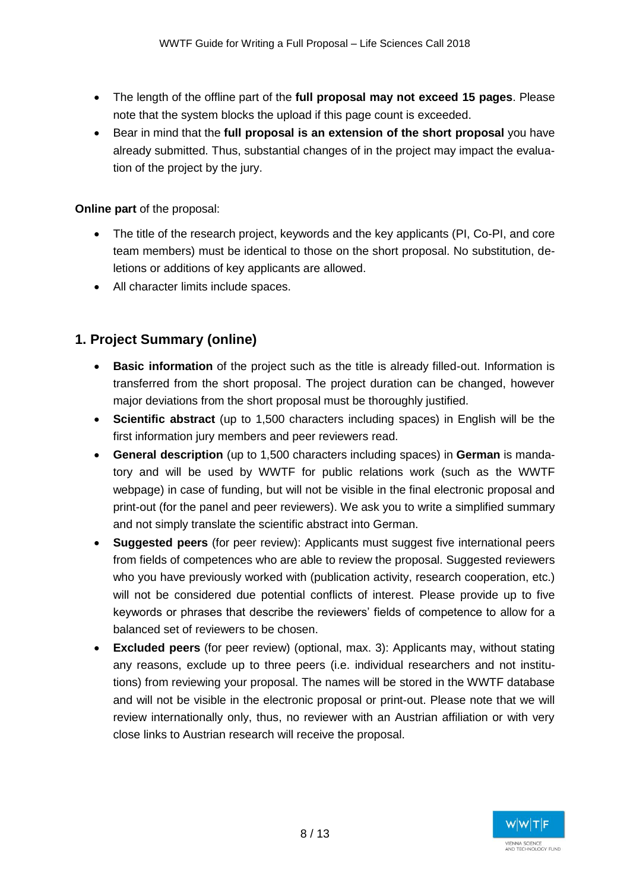- The length of the offline part of the **full proposal may not exceed 15 pages**. Please note that the system blocks the upload if this page count is exceeded.
- Bear in mind that the **full proposal is an extension of the short proposal** you have already submitted. Thus, substantial changes of in the project may impact the evaluation of the project by the jury.

**Online part** of the proposal:

- The title of the research project, keywords and the key applicants (PI, Co-PI, and core team members) must be identical to those on the short proposal. No substitution, deletions or additions of key applicants are allowed.
- All character limits include spaces.

## 1. Project Summary (online)

- **Basic information** of the project such as the title is already filled-out. Information is transferred from the short proposal. The project duration can be changed, however major deviations from the short proposal must be thoroughly justified.
- **Scientific abstract** (up to 1,500 characters including spaces) in English will be the first information jury members and peer reviewers read.
- **General description** (up to 1,500 characters including spaces) in **German** is mandatory and will be used by WWTF for public relations work (such as the WWTF webpage) in case of funding, but will not be visible in the final electronic proposal and print-out (for the panel and peer reviewers). We ask you to write a simplified summary and not simply translate the scientific abstract into German.
- **Suggested peers** (for peer review): Applicants must suggest five international peers from fields of competences who are able to review the proposal. Suggested reviewers who you have previously worked with (publication activity, research cooperation, etc.) will not be considered due potential conflicts of interest. Please provide up to five keywords or phrases that describe the reviewers' fields of competence to allow for a balanced set of reviewers to be chosen.
- **Excluded peers** (for peer review) (optional, max. 3): Applicants may, without stating any reasons, exclude up to three peers (i.e. individual researchers and not institutions) from reviewing your proposal. The names will be stored in the WWTF database and will not be visible in the electronic proposal or print-out. Please note that we will review internationally only, thus, no reviewer with an Austrian affiliation or with very close links to Austrian research will receive the proposal.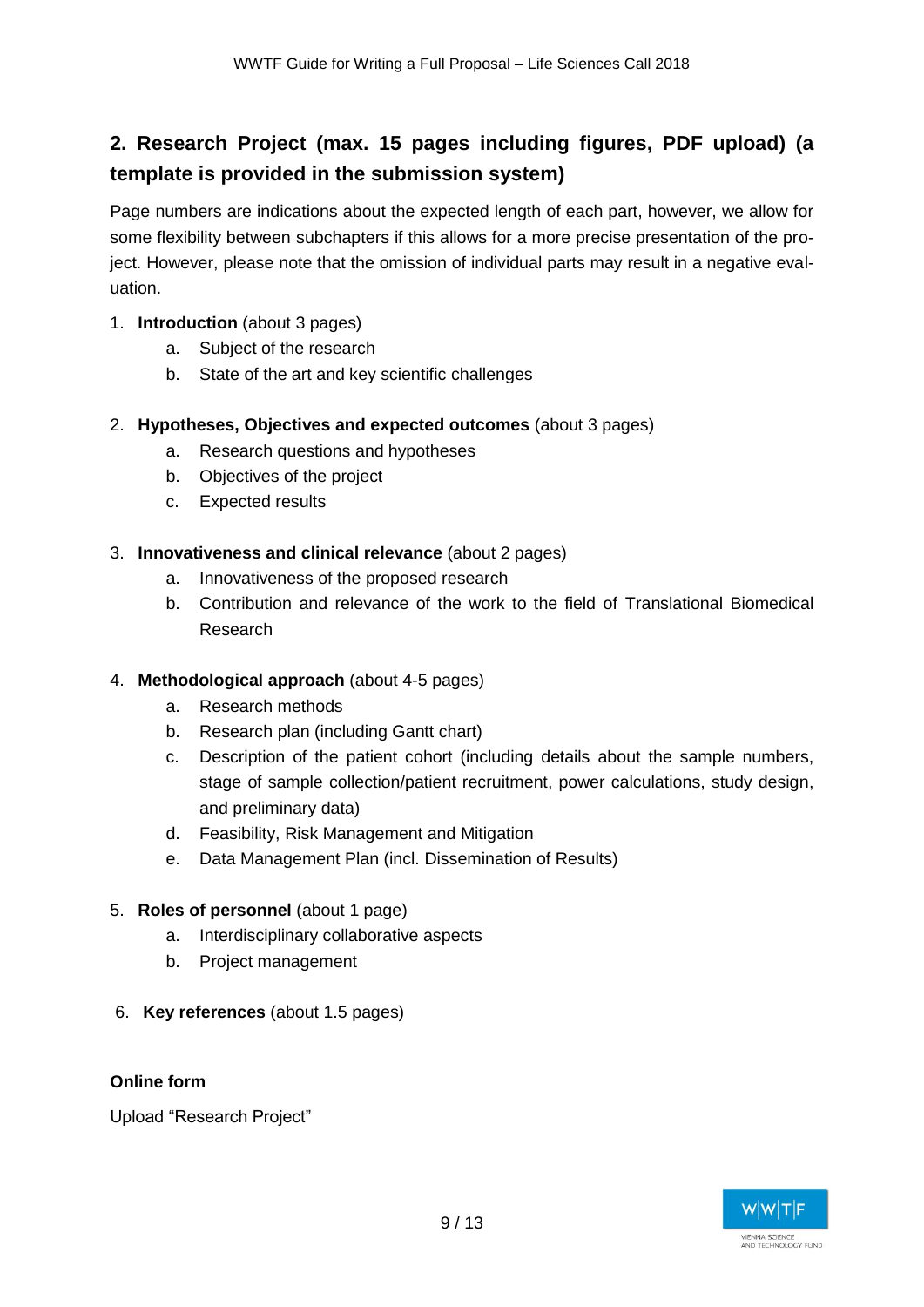## 2. Research Project (max. 15 pages including figures, PDF upload) (a template is provided in the submission system)

Page numbers are indications about the expected length of each part, however, we allow for some flexibility between subchapters if this allows for a more precise presentation of the project. However, please note that the omission of individual parts may result in a negative evaluation.

1. **Introduction** (about 3 pages)
    a. Subject of the research
    b. State of the art and key scientific challenges

2. **Hypotheses, Objectives and expected outcomes** (about 3 pages)
    a. Research questions and hypotheses
    b. Objectives of the project
    c. Expected results

3. **Innovativeness and clinical relevance** (about 2 pages)
    a. Innovativeness of the proposed research
    b. Contribution and relevance of the work to the field of Translational Biomedical Research

4. **Methodological approach** (about 4-5 pages)
    a. Research methods
    b. Research plan (including Gantt chart)
    c. Description of the patient cohort (including details about the sample numbers, stage of sample collection/patient recruitment, power calculations, study design, and preliminary data)
    d. Feasibility, Risk Management and Mitigation
    e. Data Management Plan (incl. Dissemination of Results)

5. **Roles of personnel** (about 1 page)
    a. Interdisciplinary collaborative aspects
    b. Project management

6. **Key references** (about 1.5 pages)

**Online form**

Upload "Research Project"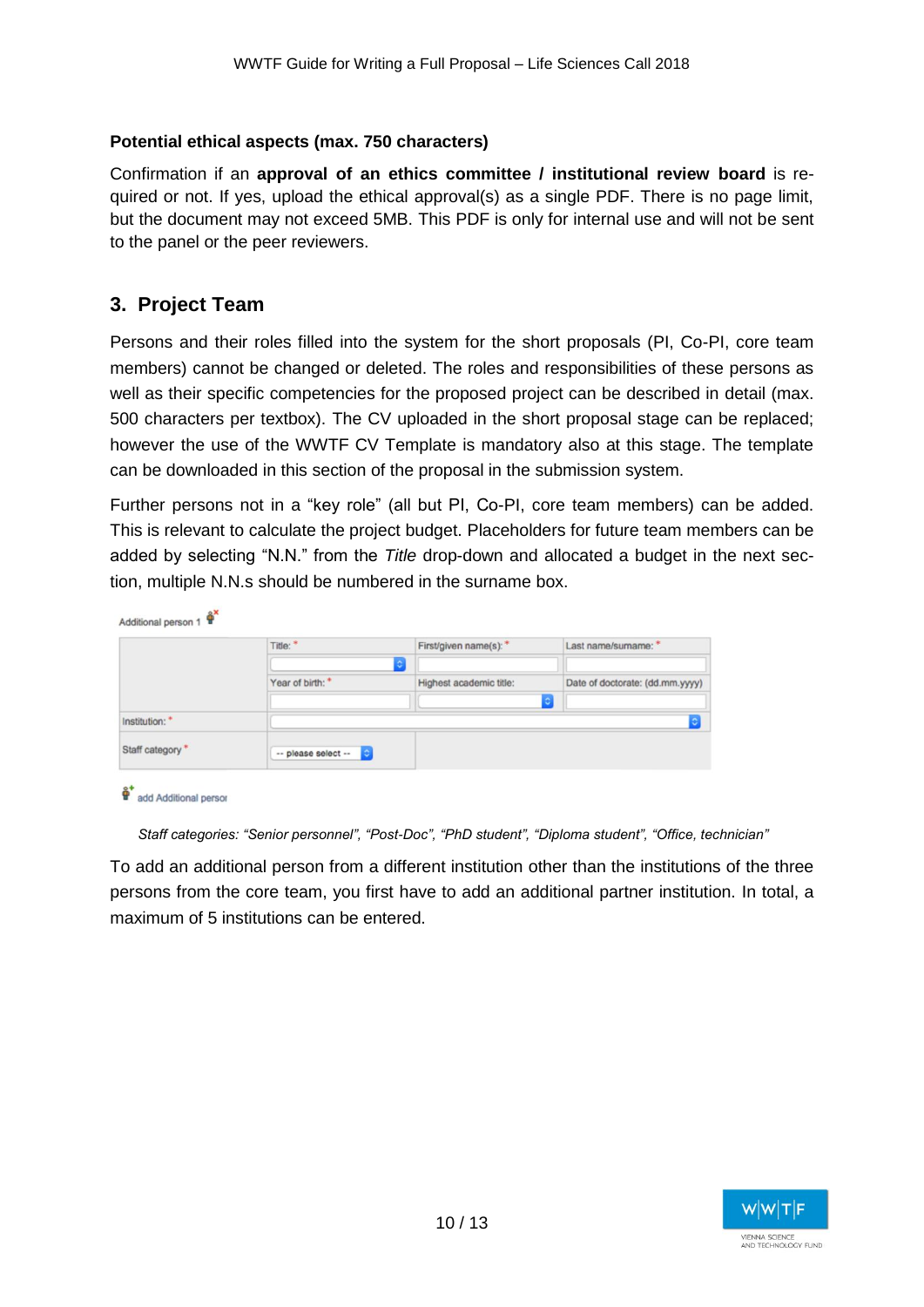**Potential ethical aspects (max. 750 characters)**

Confirmation if an **approval of an ethics committee / institutional review board** is required or not. If yes, upload the ethical approval(s) as a single PDF. There is no page limit, but the document may not exceed 5MB. This PDF is only for internal use and will not be sent to the panel or the peer reviewers.

## 3. Project Team

Persons and their roles filled into the system for the short proposals (PI, Co-PI, core team members) cannot be changed or deleted. The roles and responsibilities of these persons as well as their specific competencies for the proposed project can be described in detail (max. 500 characters per textbox). The CV uploaded in the short proposal stage can be replaced; however the use of the WWTF CV Template is mandatory also at this stage. The template can be downloaded in this section of the proposal in the submission system.

Further persons not in a "key role" (all but PI, Co-PI, core team members) can be added. This is relevant to calculate the project budget. Placeholders for future team members can be added by selecting "N.N." from the *Title* drop-down and allocated a budget in the next section, multiple N.N.s should be numbered in the surname box.

Additional person 1

| | Title: * | First/given name(s): * | Last name/surname: * |
|---|---|---|---|
| | Year of birth: * | Highest academic title: | Date of doctorate: (dd.mm.yyyy) |
| Institution: * | | | |
| Staff category * | -- please select -- | | |

add Additional person

*Staff categories: "Senior personnel", "Post-Doc", "PhD student", "Diploma student", "Office, technician"*

To add an additional person from a different institution other than the institutions of the three persons from the core team, you first have to add an additional partner institution. In total, a maximum of 5 institutions can be entered.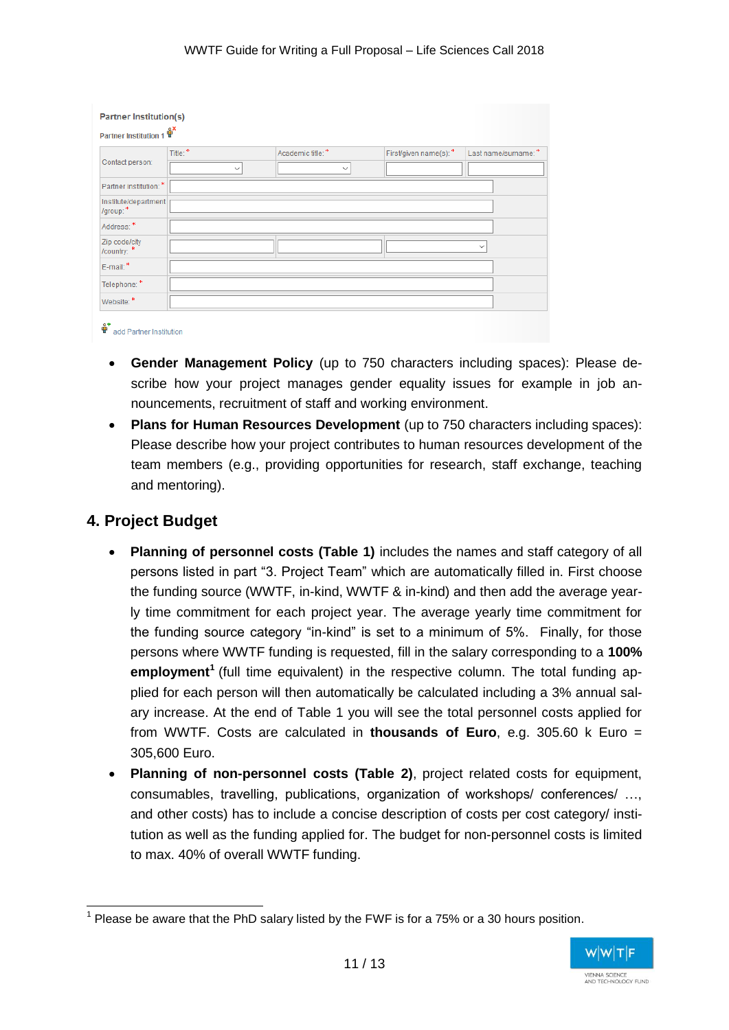**Partner Institution(s)**

Partner Institution 1

| Contact person: | Title: * | Academic title: * | First/given name(s): * | Last name/surname: * |
|---|---|---|---|---|
| Partner institution: * | | | | |
| Institute/department /group: * | | | | |
| Address: * | | | | |
| Zip code/city /country: * | | | | |
| E-mail: * | | | | |
| Telephone: * | | | | |
| Website: * | | | | |

add Partner Institution

- **Gender Management Policy** (up to 750 characters including spaces): Please describe how your project manages gender equality issues for example in job announcements, recruitment of staff and working environment.
- **Plans for Human Resources Development** (up to 750 characters including spaces): Please describe how your project contributes to human resources development of the team members (e.g., providing opportunities for research, staff exchange, teaching and mentoring).

## 4. Project Budget

- **Planning of personnel costs (Table 1)** includes the names and staff category of all persons listed in part "3. Project Team" which are automatically filled in. First choose the funding source (WWTF, in-kind, WWTF & in-kind) and then add the average yearly time commitment for each project year. The average yearly time commitment for the funding source category "in-kind" is set to a minimum of 5%. Finally, for those persons where WWTF funding is requested, fill in the salary corresponding to a **100% employment**[1] (full time equivalent) in the respective column. The total funding applied for each person will then automatically be calculated including a 3% annual salary increase. At the end of Table 1 you will see the total personnel costs applied for from WWTF. Costs are calculated in **thousands of Euro**, e.g. 305.60 k Euro = 305,600 Euro.
- **Planning of non-personnel costs (Table 2)**, project related costs for equipment, consumables, travelling, publications, organization of workshops/ conferences/ …, and other costs) has to include a concise description of costs per cost category/ institution as well as the funding applied for. The budget for non-personnel costs is limited to max. 40% of overall WWTF funding.

[1] Please be aware that the PhD salary listed by the FWF is for a 75% or a 30 hours position.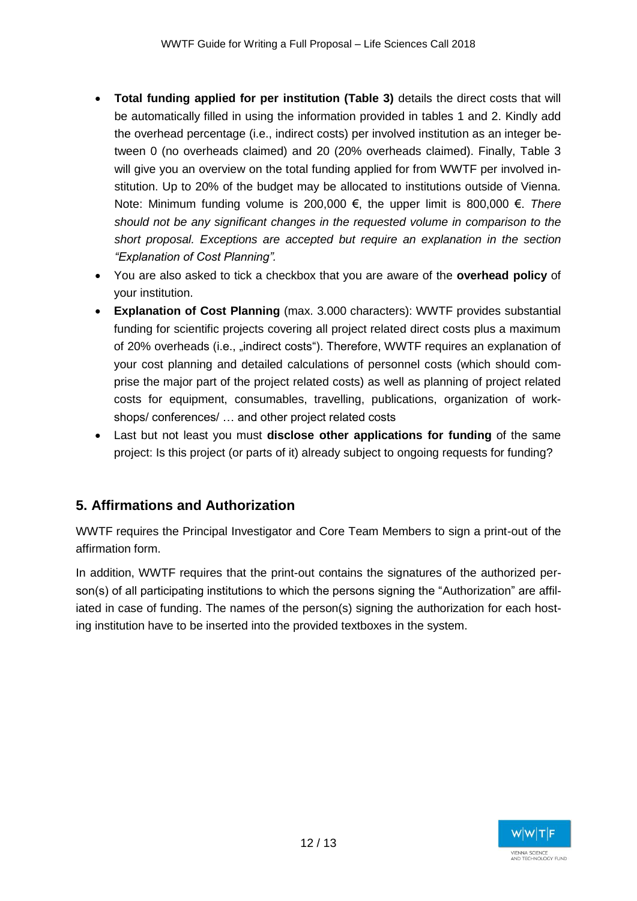- **Total funding applied for per institution (Table 3)** details the direct costs that will be automatically filled in using the information provided in tables 1 and 2. Kindly add the overhead percentage (i.e., indirect costs) per involved institution as an integer between 0 (no overheads claimed) and 20 (20% overheads claimed). Finally, Table 3 will give you an overview on the total funding applied for from WWTF per involved institution. Up to 20% of the budget may be allocated to institutions outside of Vienna. Note: Minimum funding volume is 200,000 €, the upper limit is 800,000 €. *There should not be any significant changes in the requested volume in comparison to the short proposal. Exceptions are accepted but require an explanation in the section "Explanation of Cost Planning".*
- You are also asked to tick a checkbox that you are aware of the **overhead policy** of your institution.
- **Explanation of Cost Planning** (max. 3.000 characters): WWTF provides substantial funding for scientific projects covering all project related direct costs plus a maximum of 20% overheads (i.e., „indirect costs"). Therefore, WWTF requires an explanation of your cost planning and detailed calculations of personnel costs (which should comprise the major part of the project related costs) as well as planning of project related costs for equipment, consumables, travelling, publications, organization of workshops/ conferences/ … and other project related costs
- Last but not least you must **disclose other applications for funding** of the same project: Is this project (or parts of it) already subject to ongoing requests for funding?

## 5. Affirmations and Authorization

WWTF requires the Principal Investigator and Core Team Members to sign a print-out of the affirmation form.

In addition, WWTF requires that the print-out contains the signatures of the authorized person(s) of all participating institutions to which the persons signing the "Authorization" are affiliated in case of funding. The names of the person(s) signing the authorization for each hosting institution have to be inserted into the provided textboxes in the system.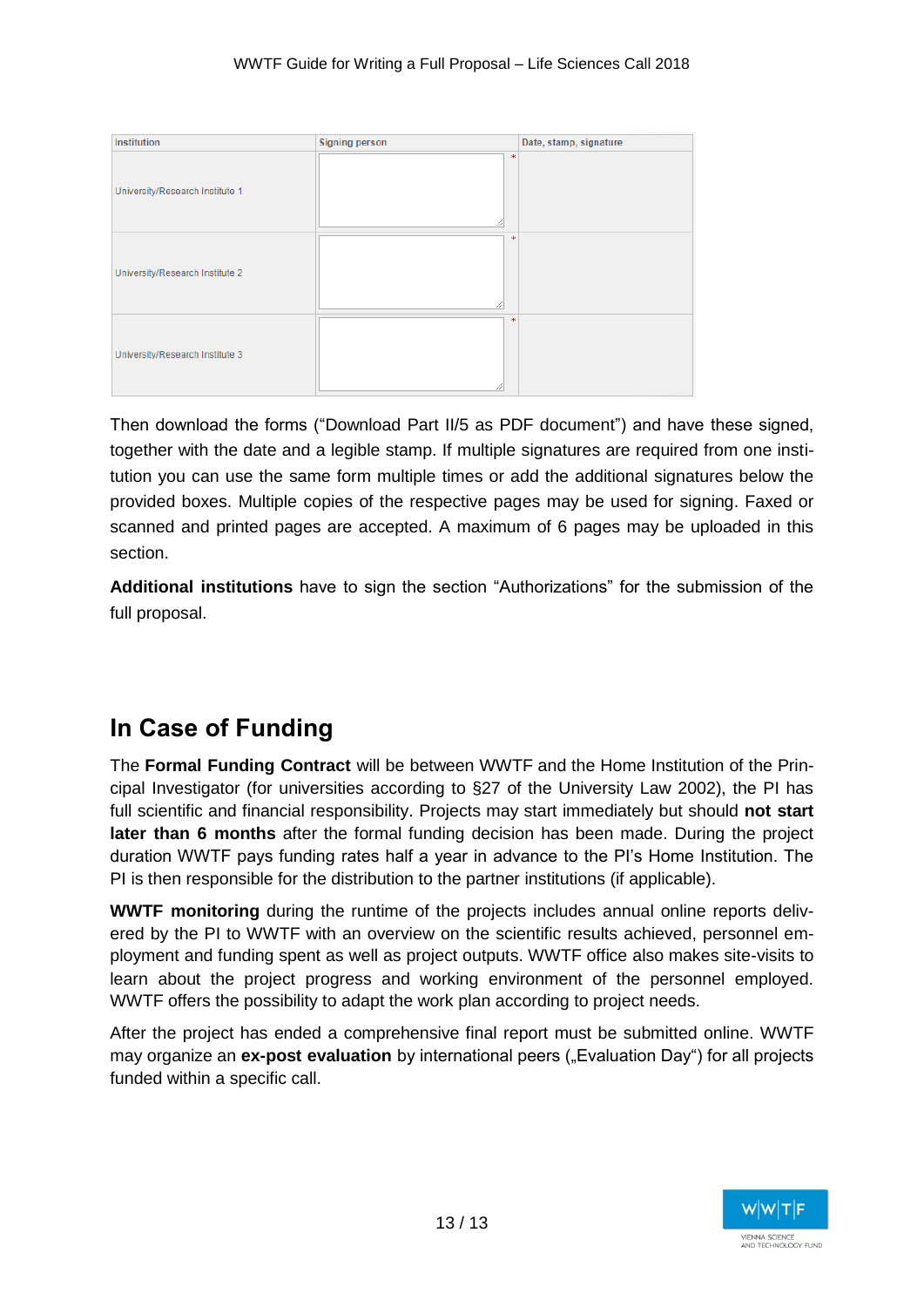| Institution | Signing person | Date, stamp, signature |
| --- | --- | --- |
| University/Research Institute 1 | * | |
| University/Research Institute 2 | * | |
| University/Research Institute 3 | * | |

Then download the forms ("Download Part II/5 as PDF document") and have these signed, together with the date and a legible stamp. If multiple signatures are required from one institution you can use the same form multiple times or add the additional signatures below the provided boxes. Multiple copies of the respective pages may be used for signing. Faxed or scanned and printed pages are accepted. A maximum of 6 pages may be uploaded in this section.

**Additional institutions** have to sign the section "Authorizations" for the submission of the full proposal.

# In Case of Funding

The **Formal Funding Contract** will be between WWTF and the Home Institution of the Principal Investigator (for universities according to §27 of the University Law 2002), the PI has full scientific and financial responsibility. Projects may start immediately but should **not start later than 6 months** after the formal funding decision has been made. During the project duration WWTF pays funding rates half a year in advance to the PI's Home Institution. The PI is then responsible for the distribution to the partner institutions (if applicable).

**WWTF monitoring** during the runtime of the projects includes annual online reports delivered by the PI to WWTF with an overview on the scientific results achieved, personnel employment and funding spent as well as project outputs. WWTF office also makes site-visits to learn about the project progress and working environment of the personnel employed. WWTF offers the possibility to adapt the work plan according to project needs.

After the project has ended a comprehensive final report must be submitted online. WWTF may organize an **ex-post evaluation** by international peers („Evaluation Day") for all projects funded within a specific call.